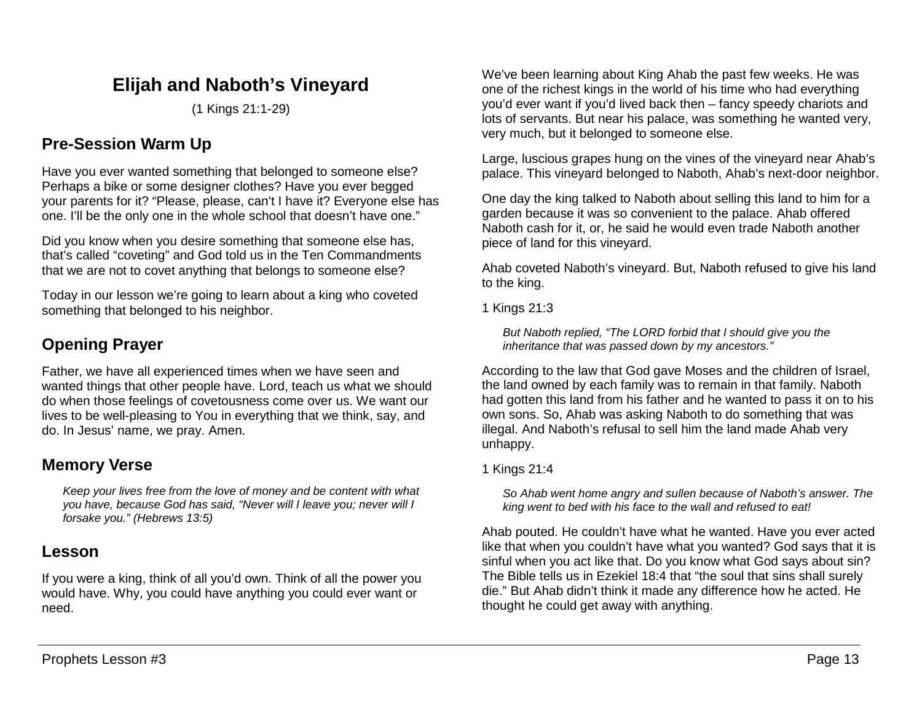# Elijah and Naboth's Vineyard

(1 Kings 21:1-29)

## Pre-Session Warm Up

Have you ever wanted something that belonged to someone else? Perhaps a bike or some designer clothes? Have you ever begged your parents for it? "Please, please, can't I have it? Everyone else has one. I'll be the only one in the whole school that doesn't have one."

Did you know when you desire something that someone else has, that's called "coveting" and God told us in the Ten Commandments that we are not to covet anything that belongs to someone else?

Today in our lesson we're going to learn about a king who coveted something that belonged to his neighbor.

## Opening Prayer

Father, we have all experienced times when we have seen and wanted things that other people have. Lord, teach us what we should do when those feelings of covetousness come over us. We want our lives to be well-pleasing to You in everything that we think, say, and do. In Jesus' name, we pray. Amen.

## Memory Verse

> *Keep your lives free from the love of money and be content with what you have, because God has said, "Never will I leave you; never will I forsake you." (Hebrews 13:5)*

## Lesson

If you were a king, think of all you'd own. Think of all the power you would have. Why, you could have anything you could ever want or need.

We've been learning about King Ahab the past few weeks. He was one of the richest kings in the world of his time who had everything you'd ever want if you'd lived back then – fancy speedy chariots and lots of servants. But near his palace, was something he wanted very, very much, but it belonged to someone else.

Large, luscious grapes hung on the vines of the vineyard near Ahab's palace. This vineyard belonged to Naboth, Ahab's next-door neighbor.

One day the king talked to Naboth about selling this land to him for a garden because it was so convenient to the palace. Ahab offered Naboth cash for it, or, he said he would even trade Naboth another piece of land for this vineyard.

Ahab coveted Naboth's vineyard. But, Naboth refused to give his land to the king.

1 Kings 21:3

> *But Naboth replied, "The LORD forbid that I should give you the inheritance that was passed down by my ancestors."*

According to the law that God gave Moses and the children of Israel, the land owned by each family was to remain in that family. Naboth had gotten this land from his father and he wanted to pass it on to his own sons. So, Ahab was asking Naboth to do something that was illegal. And Naboth's refusal to sell him the land made Ahab very unhappy.

1 Kings 21:4

> *So Ahab went home angry and sullen because of Naboth's answer. The king went to bed with his face to the wall and refused to eat!*

Ahab pouted. He couldn't have what he wanted. Have you ever acted like that when you couldn't have what you wanted? God says that it is sinful when you act like that. Do you know what God says about sin? The Bible tells us in Ezekiel 18:4 that "the soul that sins shall surely die." But Ahab didn't think it made any difference how he acted. He thought he could get away with anything.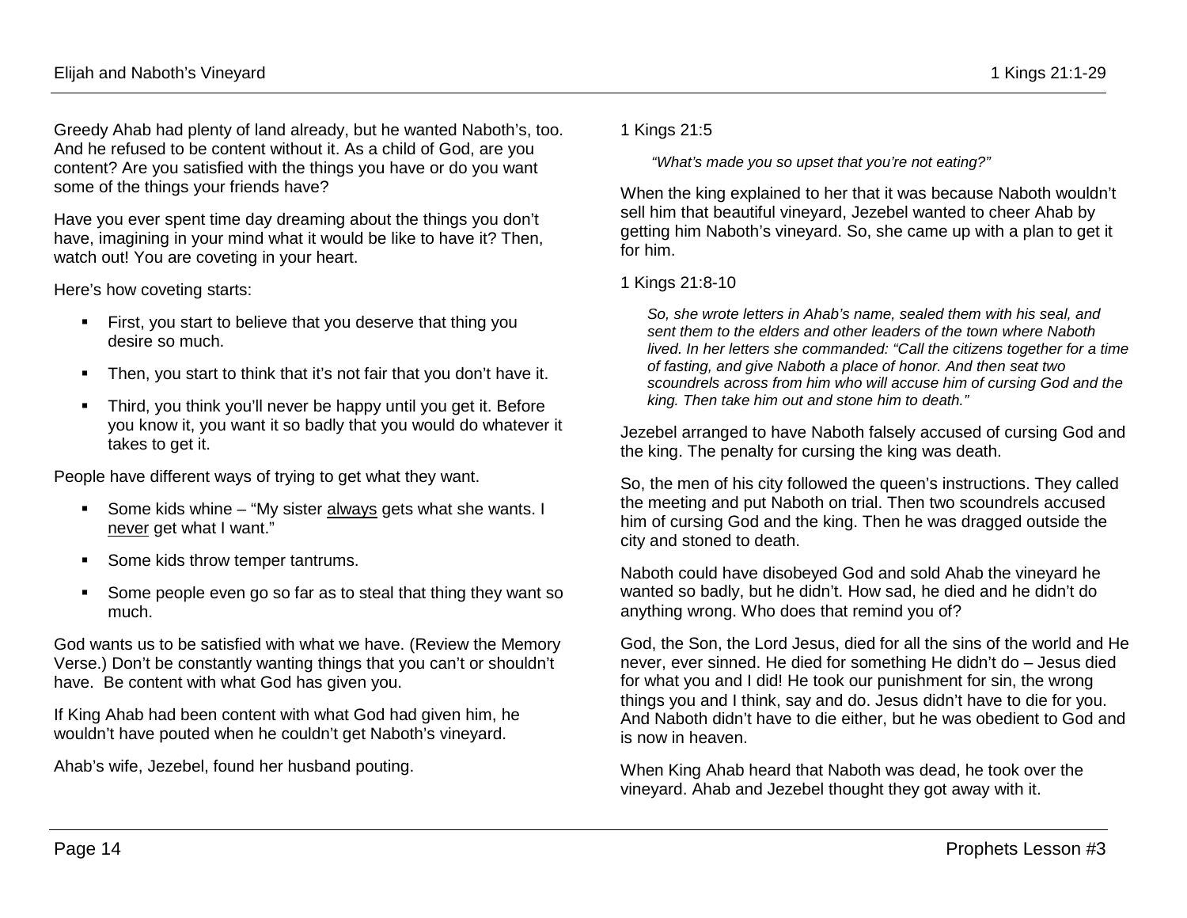Greedy Ahab had plenty of land already, but he wanted Naboth's, too. And he refused to be content without it. As a child of God, are you content? Are you satisfied with the things you have or do you want some of the things your friends have?

Have you ever spent time day dreaming about the things you don't have, imagining in your mind what it would be like to have it? Then, watch out! You are coveting in your heart.

Here's how coveting starts:

- First, you start to believe that you deserve that thing you desire so much.
- Then, you start to think that it's not fair that you don't have it.
- Third, you think you'll never be happy until you get it. Before you know it, you want it so badly that you would do whatever it takes to get it.

People have different ways of trying to get what they want.

- Some kids whine – "My sister <u>always</u> gets what she wants. I <u>never</u> get what I want."
- Some kids throw temper tantrums.
- Some people even go so far as to steal that thing they want so much.

God wants us to be satisfied with what we have. (Review the Memory Verse.) Don't be constantly wanting things that you can't or shouldn't have. Be content with what God has given you.

If King Ahab had been content with what God had given him, he wouldn't have pouted when he couldn't get Naboth's vineyard.

Ahab's wife, Jezebel, found her husband pouting.

1 Kings 21:5

> *"What's made you so upset that you're not eating?"*

When the king explained to her that it was because Naboth wouldn't sell him that beautiful vineyard, Jezebel wanted to cheer Ahab by getting him Naboth's vineyard. So, she came up with a plan to get it for him.

1 Kings 21:8-10

> *So, she wrote letters in Ahab's name, sealed them with his seal, and sent them to the elders and other leaders of the town where Naboth lived. In her letters she commanded: "Call the citizens together for a time of fasting, and give Naboth a place of honor. And then seat two scoundrels across from him who will accuse him of cursing God and the king. Then take him out and stone him to death."*

Jezebel arranged to have Naboth falsely accused of cursing God and the king. The penalty for cursing the king was death.

So, the men of his city followed the queen's instructions. They called the meeting and put Naboth on trial. Then two scoundrels accused him of cursing God and the king. Then he was dragged outside the city and stoned to death.

Naboth could have disobeyed God and sold Ahab the vineyard he wanted so badly, but he didn't. How sad, he died and he didn't do anything wrong. Who does that remind you of?

God, the Son, the Lord Jesus, died for all the sins of the world and He never, ever sinned. He died for something He didn't do – Jesus died for what you and I did! He took our punishment for sin, the wrong things you and I think, say and do. Jesus didn't have to die for you. And Naboth didn't have to die either, but he was obedient to God and is now in heaven.

When King Ahab heard that Naboth was dead, he took over the vineyard. Ahab and Jezebel thought they got away with it.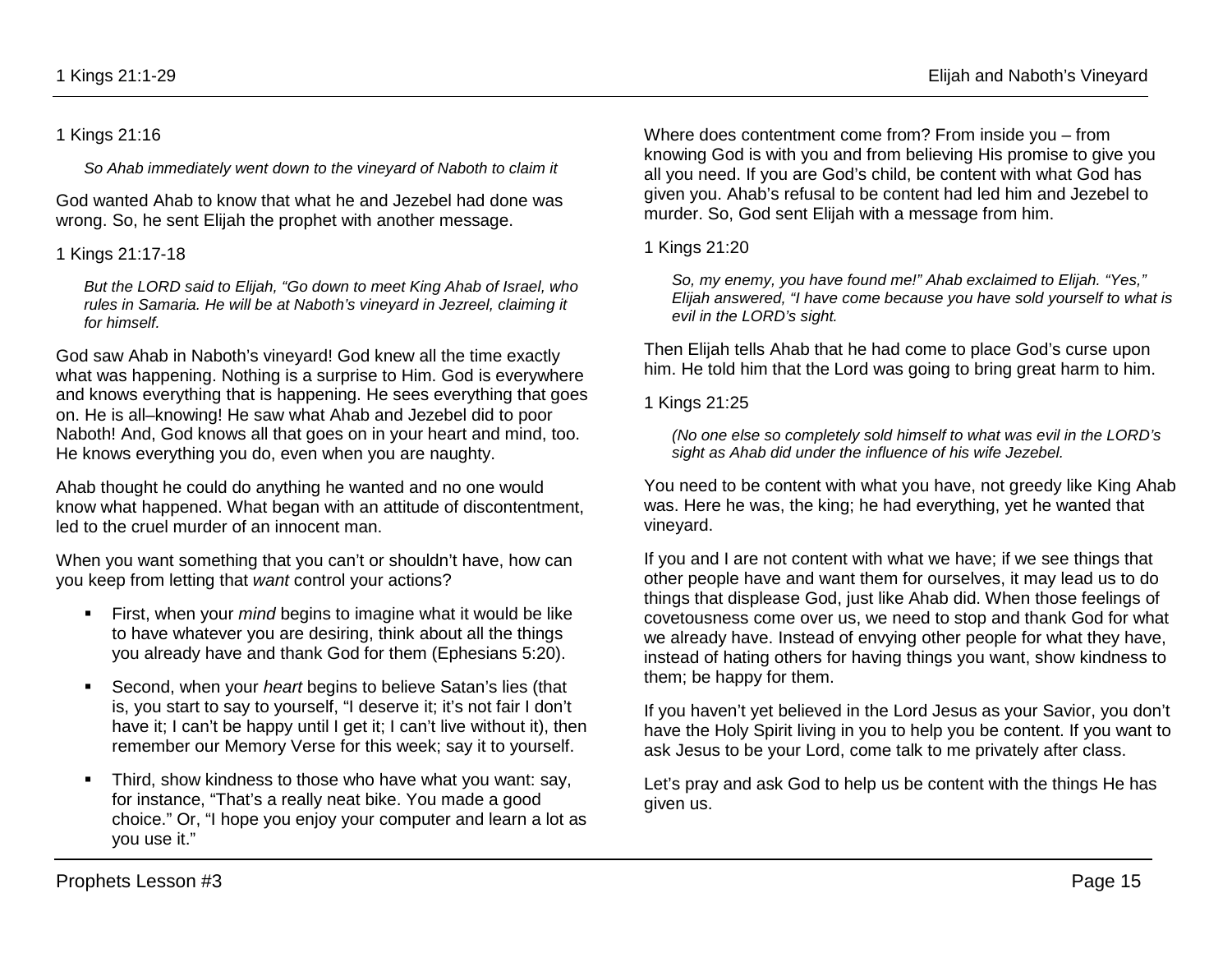1 Kings 21:16

> *So Ahab immediately went down to the vineyard of Naboth to claim it*

God wanted Ahab to know that what he and Jezebel had done was wrong. So, he sent Elijah the prophet with another message.

1 Kings 21:17-18

> *But the LORD said to Elijah, "Go down to meet King Ahab of Israel, who rules in Samaria. He will be at Naboth's vineyard in Jezreel, claiming it for himself.*

God saw Ahab in Naboth's vineyard! God knew all the time exactly what was happening. Nothing is a surprise to Him. God is everywhere and knows everything that is happening. He sees everything that goes on. He is all–knowing! He saw what Ahab and Jezebel did to poor Naboth! And, God knows all that goes on in your heart and mind, too. He knows everything you do, even when you are naughty.

Ahab thought he could do anything he wanted and no one would know what happened. What began with an attitude of discontentment, led to the cruel murder of an innocent man.

When you want something that you can't or shouldn't have, how can you keep from letting that *want* control your actions?

- First, when your *mind* begins to imagine what it would be like to have whatever you are desiring, think about all the things you already have and thank God for them (Ephesians 5:20).
- Second, when your *heart* begins to believe Satan's lies (that is, you start to say to yourself, "I deserve it; it's not fair I don't have it; I can't be happy until I get it; I can't live without it), then remember our Memory Verse for this week; say it to yourself.
- Third, show kindness to those who have what you want: say, for instance, "That's a really neat bike. You made a good choice." Or, "I hope you enjoy your computer and learn a lot as you use it."

Where does contentment come from? From inside you – from knowing God is with you and from believing His promise to give you all you need. If you are God's child, be content with what God has given you. Ahab's refusal to be content had led him and Jezebel to murder. So, God sent Elijah with a message from him.

1 Kings 21:20

> *So, my enemy, you have found me!" Ahab exclaimed to Elijah. "Yes," Elijah answered, "I have come because you have sold yourself to what is evil in the LORD's sight.*

Then Elijah tells Ahab that he had come to place God's curse upon him. He told him that the Lord was going to bring great harm to him.

1 Kings 21:25

> *(No one else so completely sold himself to what was evil in the LORD's sight as Ahab did under the influence of his wife Jezebel.*

You need to be content with what you have, not greedy like King Ahab was. Here he was, the king; he had everything, yet he wanted that vineyard.

If you and I are not content with what we have; if we see things that other people have and want them for ourselves, it may lead us to do things that displease God, just like Ahab did. When those feelings of covetousness come over us, we need to stop and thank God for what we already have. Instead of envying other people for what they have, instead of hating others for having things you want, show kindness to them; be happy for them.

If you haven't yet believed in the Lord Jesus as your Savior, you don't have the Holy Spirit living in you to help you be content. If you want to ask Jesus to be your Lord, come talk to me privately after class.

Let's pray and ask God to help us be content with the things He has given us.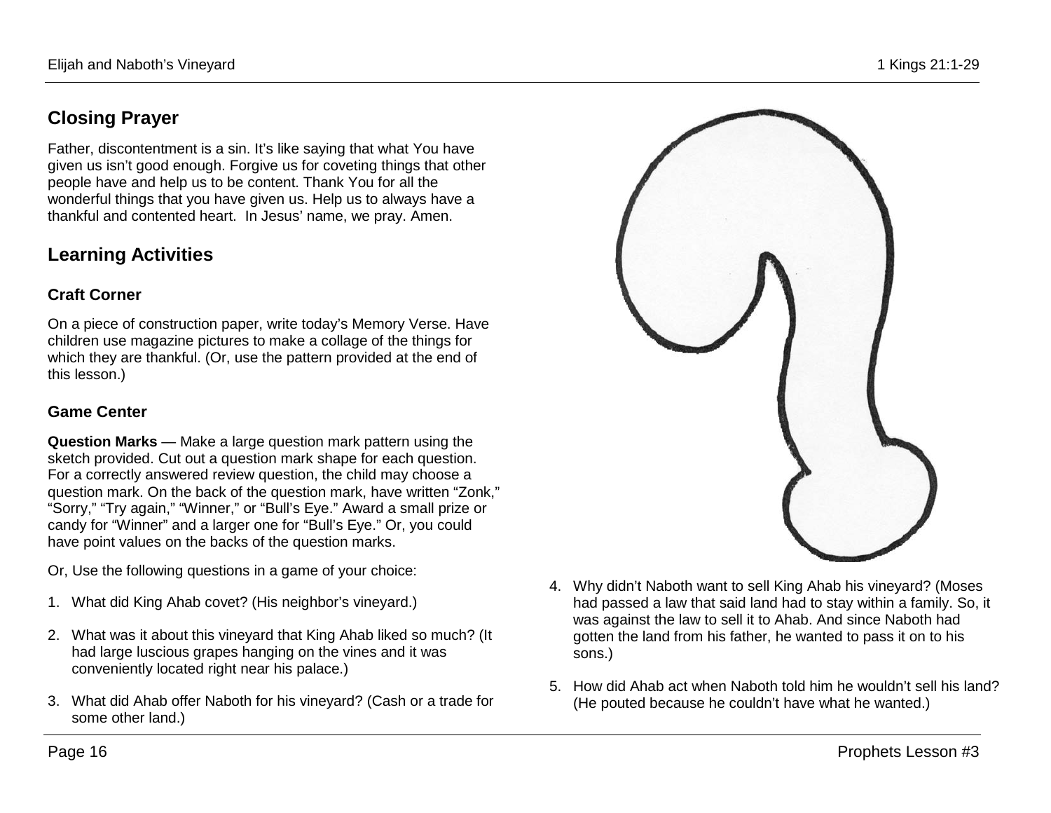## Closing Prayer

Father, discontentment is a sin. It's like saying that what You have given us isn't good enough. Forgive us for coveting things that other people have and help us to be content. Thank You for all the wonderful things that you have given us. Help us to always have a thankful and contented heart. In Jesus' name, we pray. Amen.

## Learning Activities

### Craft Corner

On a piece of construction paper, write today's Memory Verse. Have children use magazine pictures to make a collage of the things for which they are thankful. (Or, use the pattern provided at the end of this lesson.)

### Game Center

**Question Marks** — Make a large question mark pattern using the sketch provided. Cut out a question mark shape for each question. For a correctly answered review question, the child may choose a question mark. On the back of the question mark, have written "Zonk," "Sorry," "Try again," "Winner," or "Bull's Eye." Award a small prize or candy for "Winner" and a larger one for "Bull's Eye." Or, you could have point values on the backs of the question marks.

Or, Use the following questions in a game of your choice:

1. What did King Ahab covet? (His neighbor's vineyard.)
2. What was it about this vineyard that King Ahab liked so much? (It had large luscious grapes hanging on the vines and it was conveniently located right near his palace.)
3. What did Ahab offer Naboth for his vineyard? (Cash or a trade for some other land.)
4. Why didn't Naboth want to sell King Ahab his vineyard? (Moses had passed a law that said land had to stay within a family. So, it was against the law to sell it to Ahab. And since Naboth had gotten the land from his father, he wanted to pass it on to his sons.)
5. How did Ahab act when Naboth told him he wouldn't sell his land? (He pouted because he couldn't have what he wanted.)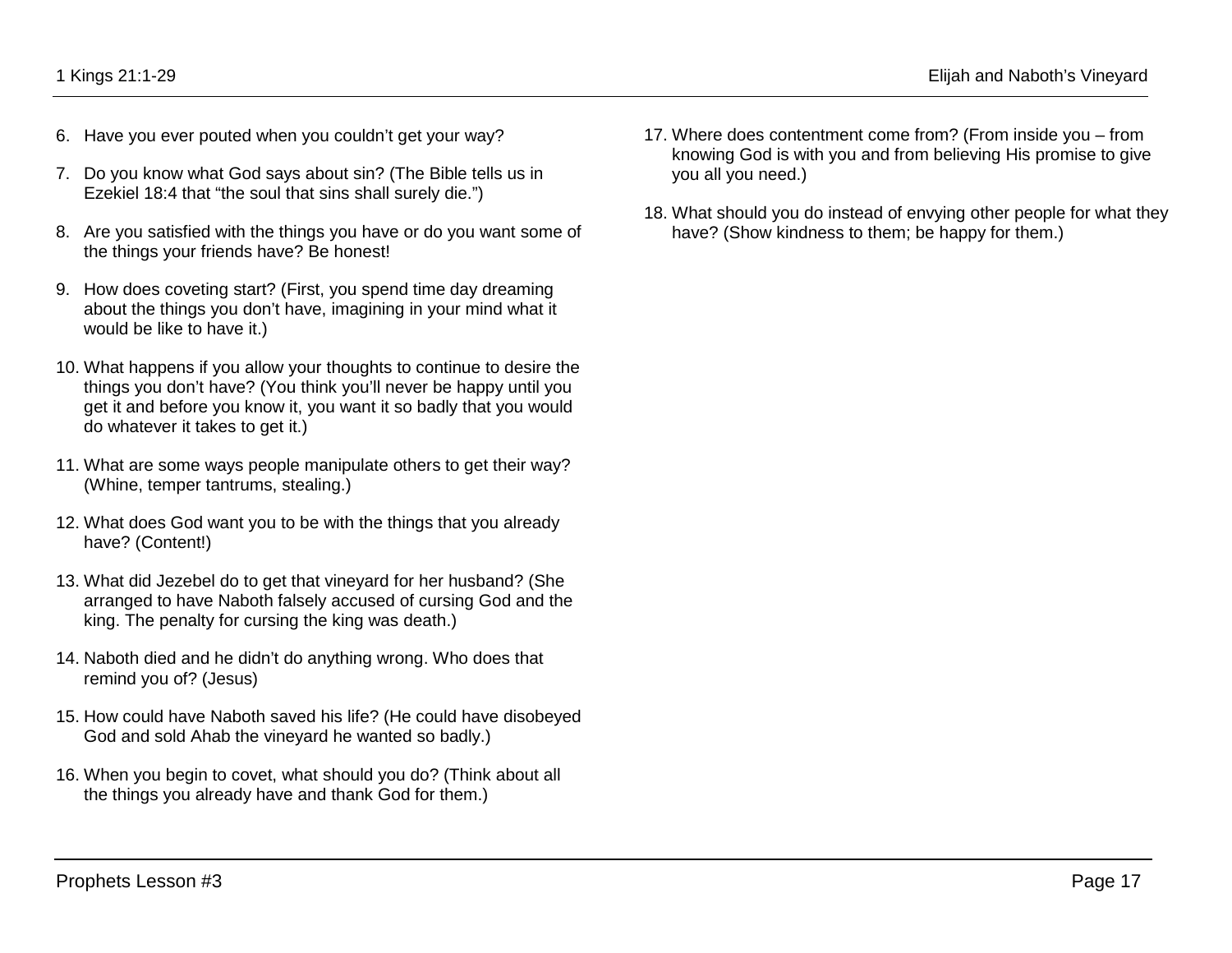6. Have you ever pouted when you couldn't get your way?

7. Do you know what God says about sin? (The Bible tells us in Ezekiel 18:4 that "the soul that sins shall surely die.")

8. Are you satisfied with the things you have or do you want some of the things your friends have? Be honest!

9. How does coveting start? (First, you spend time day dreaming about the things you don't have, imagining in your mind what it would be like to have it.)

10. What happens if you allow your thoughts to continue to desire the things you don't have? (You think you'll never be happy until you get it and before you know it, you want it so badly that you would do whatever it takes to get it.)

11. What are some ways people manipulate others to get their way? (Whine, temper tantrums, stealing.)

12. What does God want you to be with the things that you already have? (Content!)

13. What did Jezebel do to get that vineyard for her husband? (She arranged to have Naboth falsely accused of cursing God and the king. The penalty for cursing the king was death.)

14. Naboth died and he didn't do anything wrong. Who does that remind you of? (Jesus)

15. How could have Naboth saved his life? (He could have disobeyed God and sold Ahab the vineyard he wanted so badly.)

16. When you begin to covet, what should you do? (Think about all the things you already have and thank God for them.)

17. Where does contentment come from? (From inside you – from knowing God is with you and from believing His promise to give you all you need.)

18. What should you do instead of envying other people for what they have? (Show kindness to them; be happy for them.)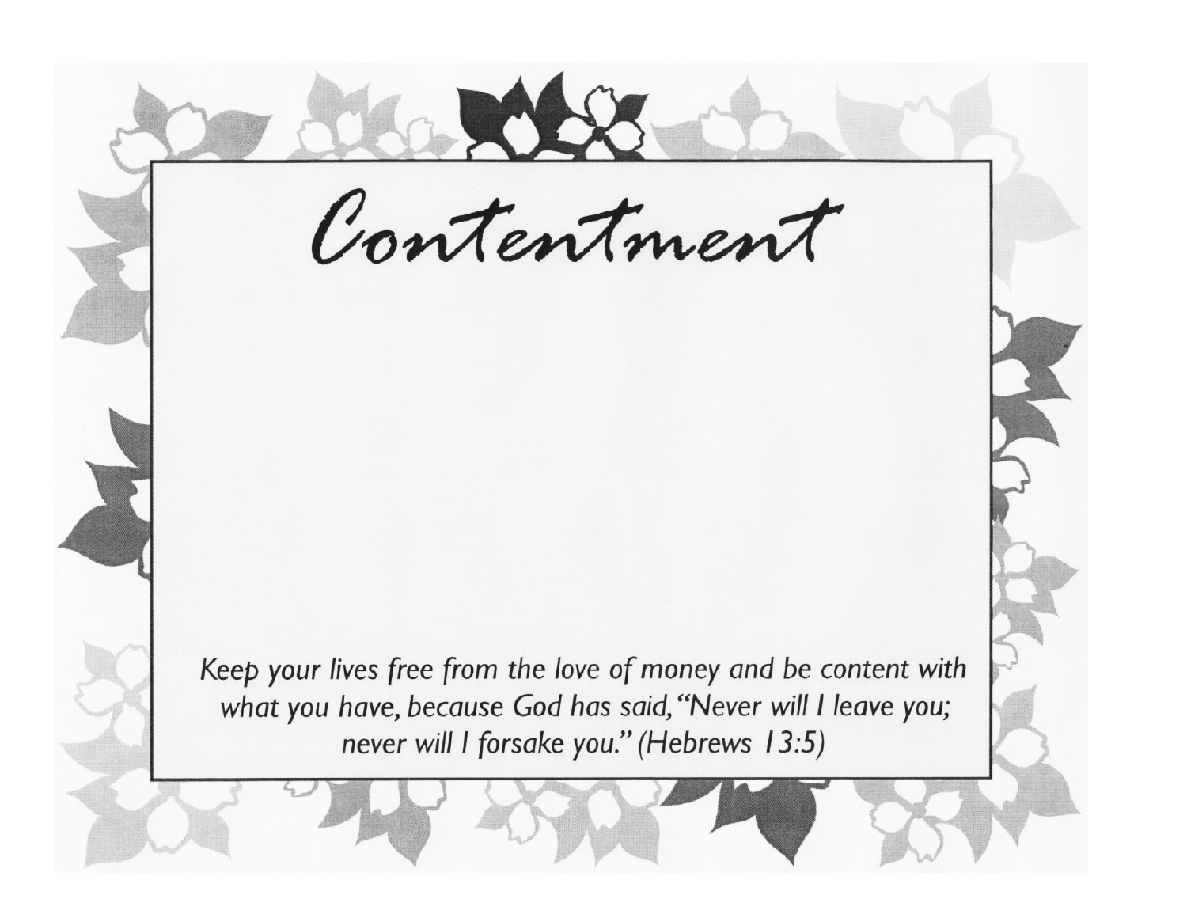# Contentment

*Keep your lives free from the love of money and be content with what you have, because God has said, "Never will I leave you; never will I forsake you." (Hebrews 13:5)*